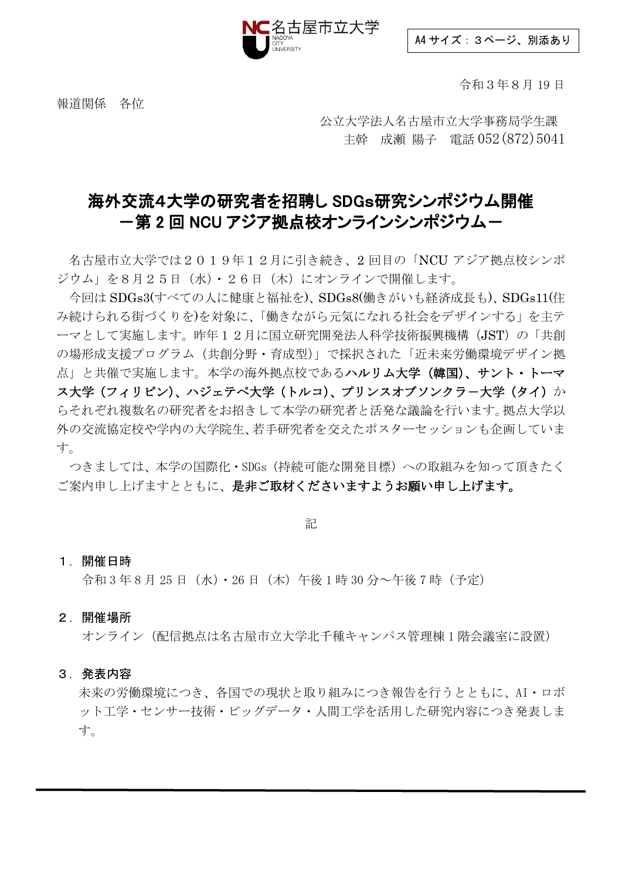名古屋市立大学
NAGOYA CITY UNIVERSITY

A4 サイズ：３ページ、別添あり

令和３年８月 19 日

報道関係　各位

公立大学法人名古屋市立大学事務局学生課
主幹　成瀬 陽子　電話 052(872)5041

# 海外交流4大学の研究者を招聘し SDGs研究シンポジウム開催
# －第 2 回 NCU アジア拠点校オンラインシンポジウム－

名古屋市立大学では２０１９年１２月に引き続き、2 回目の「NCU アジア拠点校シンポジウム」を８月２５日（水）・２６日（木）にオンラインで開催します。

今回は SDGs3(すべての人に健康と福祉を)、SDGs8(働きがいも経済成長も)、SDGs11(住み続けられる街づくりを)を対象に、「働きながら元気になれる社会をデザインする」を主テーマとして実施します。昨年１２月に国立研究開発法人科学技術振興機構（JST）の「共創の場形成支援プログラム（共創分野・育成型）」で採択された「近未来労働環境デザイン拠点」と共催で実施します。本学の海外拠点校である**ハルリム大学（韓国）、サント・トーマス大学（フィリピン）、ハジェテペ大学（トルコ）、プリンスオブソンクラー大学（タイ）**からそれぞれ複数名の研究者をお招きして本学の研究者と活発な議論を行います。拠点大学以外の交流協定校や学内の大学院生、若手研究者を交えたポスターセッションも企画しています。

つきましては、本学の国際化・SDGs（持続可能な開発目標）への取組みを知って頂きたくご案内申し上げますとともに、**是非ご取材くださいますようお願い申し上げます。**

記

**１．開催日時**

令和 3 年 8 月 25 日（水）・26 日（木）午後 1 時 30 分～午後 7 時（予定）

**２．開催場所**

オンライン（配信拠点は名古屋市立大学北千種キャンパス管理棟 1 階会議室に設置）

**３．発表内容**

未来の労働環境につき、各国での現状と取り組みにつき報告を行うとともに、AI・ロボット工学・センサー技術・ビッグデータ・人間工学を活用した研究内容につき発表します。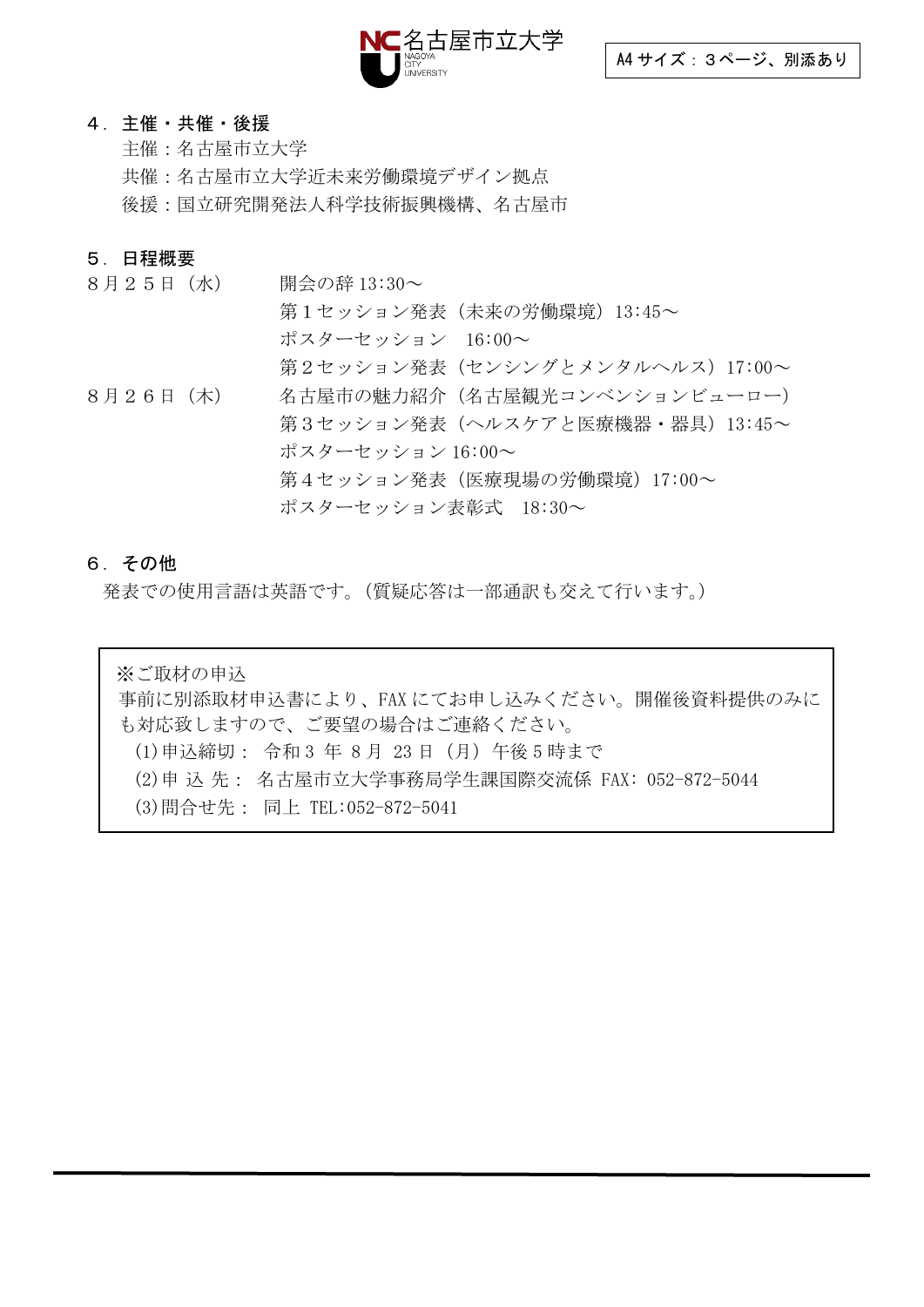A4サイズ：３ページ、別添あり

## ４．主催・共催・後援

主催：名古屋市立大学
共催：名古屋市立大学近未来労働環境デザイン拠点
後援：国立研究開発法人科学技術振興機構、名古屋市

## ５．日程概要

| | |
|---|---|
| ８月２５日（水） | 開会の辞 13:30～ |
| | 第１セッション発表（未来の労働環境）13:45～ |
| | ポスターセッション　16:00～ |
| | 第２セッション発表（センシングとメンタルヘルス）17:00～ |
| ８月２６日（木） | 名古屋市の魅力紹介（名古屋観光コンベンションビューロー） |
| | 第３セッション発表（ヘルスケアと医療機器・器具）13:45～ |
| | ポスターセッション 16:00～ |
| | 第４セッション発表（医療現場の労働環境）17:00～ |
| | ポスターセッション表彰式　18:30～ |

## ６．その他

発表での使用言語は英語です。（質疑応答は一部通訳も交えて行います。）

※ご取材の申込
事前に別添取材申込書により、FAXにてお申し込みください。開催後資料提供のみにも対応致しますので、ご要望の場合はご連絡ください。
(1)申込締切：　令和３ 年 ８月 23 日（月）午後５時まで
(2)申 込 先：　名古屋市立大学事務局学生課国際交流係 FAX: 052-872-5044
(3)問合せ先：　同上 TEL:052-872-5041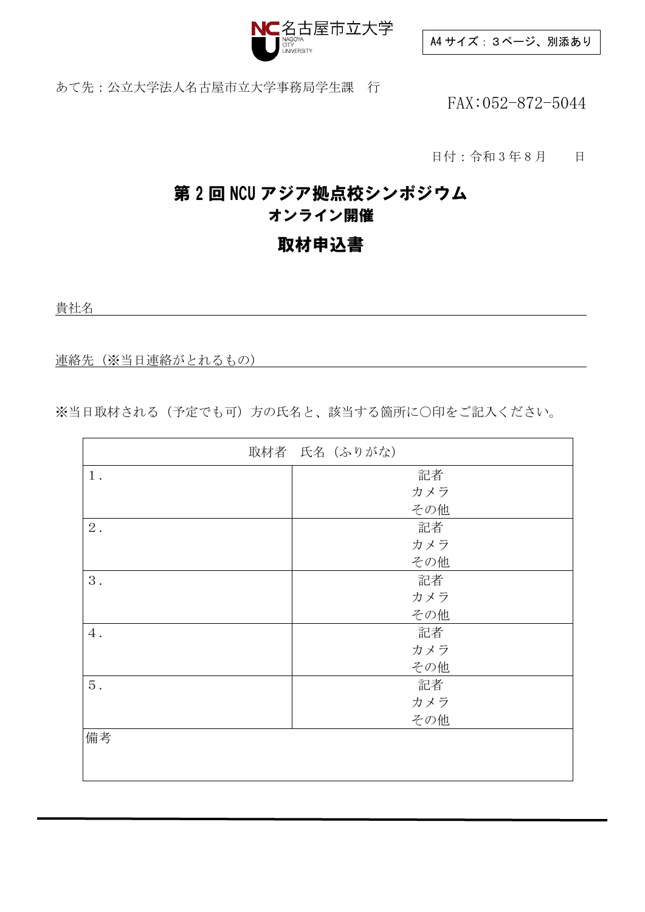名古屋市立大学
NAGOYA CITY UNIVERSITY

A4 サイズ：３ページ、別添あり

あて先：公立大学法人名古屋市立大学事務局学生課　行

FAX:052-872-5044

日付：令和３年８月　　日

# 第２回 NCU アジア拠点校シンポジウム

## オンライン開催

## 取材申込書

貴社名

連絡先（※当日連絡がとれるもの）

※当日取材される（予定でも可）方の氏名と、該当する箇所に〇印をご記入ください。

| 取材者　氏名（ふりがな） | |
|---|---|
| １． | 記者<br>カメラ<br>その他 |
| ２． | 記者<br>カメラ<br>その他 |
| ３． | 記者<br>カメラ<br>その他 |
| ４． | 記者<br>カメラ<br>その他 |
| ５． | 記者<br>カメラ<br>その他 |
| 備考 | |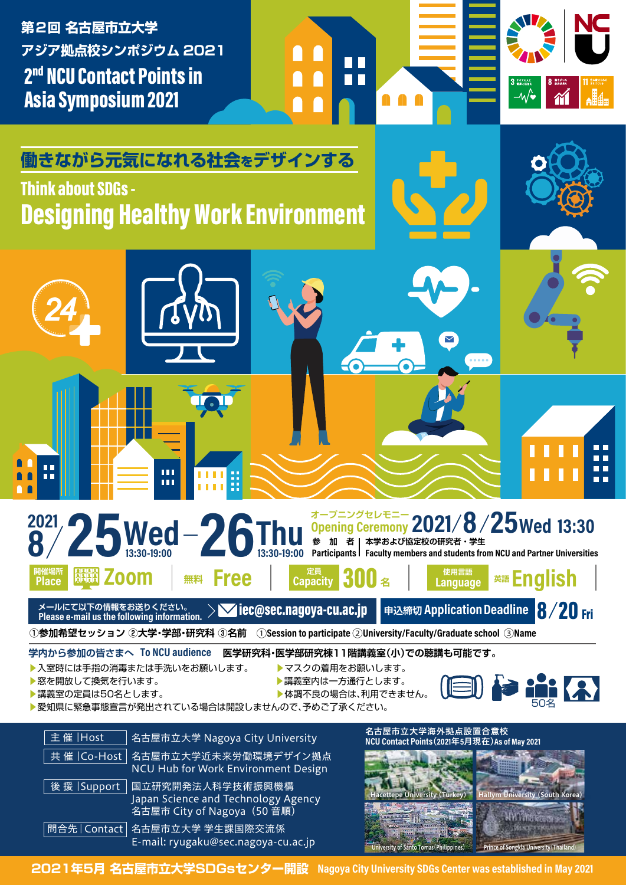# 第2回 名古屋市立大学 アジア拠点校シンポジウム 2021

# 2nd NCU Contact Points in Asia Symposium 2021

## 働きながら元気になれる社会をデザインする

## Think about SDGs - Designing Healthy Work Environment

**2021 8/25 Wed 13:30-19:00 – 26 Thu 13:30-19:00**

オープニングセレモニー Opening Ceremony 2021/8/25 Wed 13:30

参加者 | 本学および協定校の研究者・学生
Participants | Faculty members and students from NCU and Partner Universities

開催場所 Place: Zoom | 無料 Free | 定員 Capacity 300名 | 使用言語 Language 英語 English

メールにて以下の情報をお送りください。Please e-mail us the following information. > iec@sec.nagoya-cu.ac.jp

申込締切 Application Deadline 8/20 Fri

①参加希望セッション ②大学・学部・研究科 ③名前　①Session to participate ②University/Faculty/Graduate school ③Name

**学内から参加の皆さまへ To NCU audience**　医学研究科・医学部研究棟11階講義室(小)での聴講も可能です。

- 入室時には手指の消毒または手洗いをお願いします。
- マスクの着用をお願いします。
- 窓を開放して換気を行います。
- 講義室内は一方通行とします。
- 講義室の定員は50名とします。
- 体調不良の場合は、利用できません。
- 愛知県に緊急事態宣言が発出されている場合は開設しませんので、予めご了承ください。

50名

| | |
|---|---|
| 主 催 \| Host | 名古屋市立大学 Nagoya City University |
| 共 催 \| Co-Host | 名古屋市立大学近未来労働環境デザイン拠点 NCU Hub for Work Environment Design |
| 後 援 \| Support | 国立研究開発法人科学技術振興機構 Japan Science and Technology Agency 名古屋市 City of Nagoya（50音順） |
| 問合先 \| Contact | 名古屋市立大学 学生課国際交流係 E-mail: ryugaku@sec.nagoya-cu.ac.jp |

名古屋市立大学海外拠点設置合意校
NCU Contact Points（2021年5月現在）As of May 2021

Hacettepe University (Turkey)　Hallym University (South Korea)　University of Santo Tomas (Philippines)　Prince of Songkla University (Thailand)

**2021年5月 名古屋市立大学SDGsセンター開設 Nagoya City University SDGs Center was established in May 2021**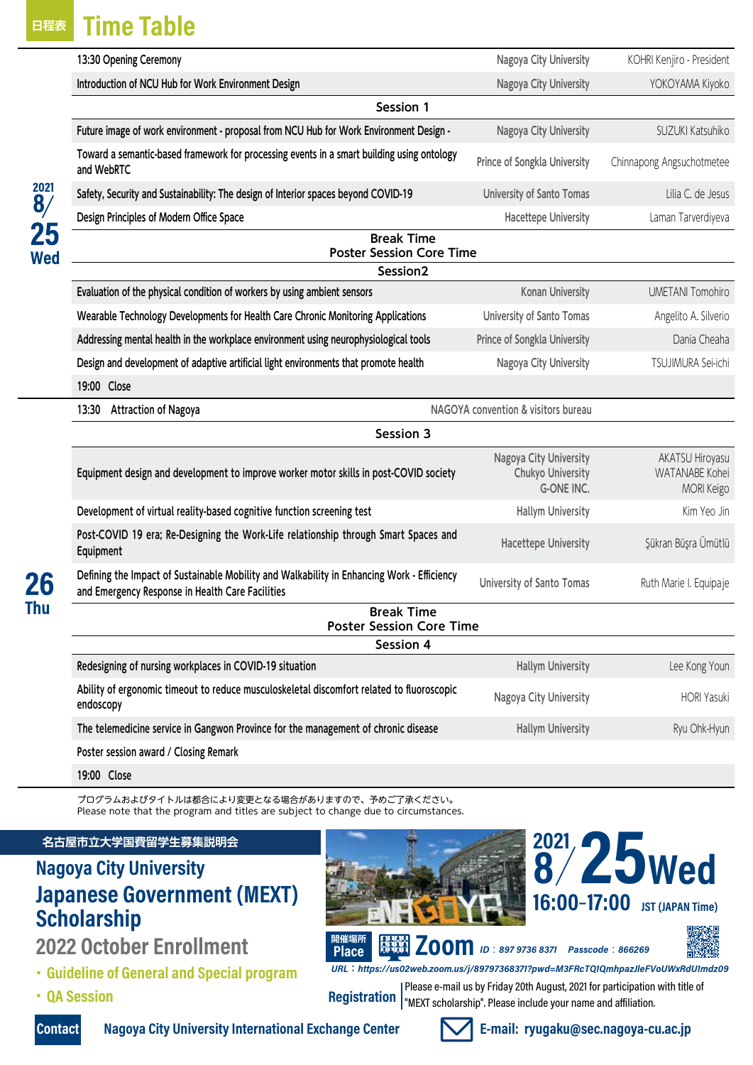# 日程表 Time Table

| | | | |
|---|---|---|---|
| **2021 8/25 Wed** | 13:30 Opening Ceremony | Nagoya City University | KOHRI Kenjiro - President |
| | Introduction of NCU Hub for Work Environment Design | Nagoya City University | YOKOYAMA Kiyoko |
| | **Session 1** | | |
| | Future image of work environment - proposal from NCU Hub for Work Environment Design - | Nagoya City University | SUZUKI Katsuhiko |
| | Toward a semantic-based framework for processing events in a smart building using ontology and WebRTC | Prince of Songkla University | Chinnapong Angsuchotmetee |
| | Safety, Security and Sustainability: The design of Interior spaces beyond COVID-19 | University of Santo Tomas | Lilia C. de Jesus |
| | Design Principles of Modern Office Space | Hacettepe University | Laman Tarverdiyeva |
| | **Break Time / Poster Session Core Time** | | |
| | **Session2** | | |
| | Evaluation of the physical condition of workers by using ambient sensors | Konan University | UMETANI Tomohiro |
| | Wearable Technology Developments for Health Care Chronic Monitoring Applications | University of Santo Tomas | Angelito A. Silverio |
| | Addressing mental health in the workplace environment using neurophysiological tools | Prince of Songkla University | Dania Cheaha |
| | Design and development of adaptive artificial light environments that promote health | Nagoya City University | TSUJIMURA Sei-ichi |
| | 19:00 Close | | |
| **26 Thu** | 13:30 Attraction of Nagoya | NAGOYA convention & visitors bureau | |
| | **Session 3** | | |
| | Equipment design and development to improve worker motor skills in post-COVID society | Nagoya City University / Chukyo University / G-ONE INC. | AKATSU Hiroyasu / WATANABE Kohei / MORI Keigo |
| | Development of virtual reality-based cognitive function screening test | Hallym University | Kim Yeo Jin |
| | Post-COVID 19 era; Re-Designing the Work-Life relationship through Smart Spaces and Equipment | Hacettepe University | Şükran Büşra Ümütlü |
| | Defining the Impact of Sustainable Mobility and Walkability in Enhancing Work - Efficiency and Emergency Response in Health Care Facilities | University of Santo Tomas | Ruth Marie I. Equipaje |
| | **Break Time / Poster Session Core Time** | | |
| | **Session 4** | | |
| | Redesigning of nursing workplaces in COVID-19 situation | Hallym University | Lee Kong Youn |
| | Ability of ergonomic timeout to reduce musculoskeletal discomfort related to fluoroscopic endoscopy | Nagoya City University | HORI Yasuki |
| | The telemedicine service in Gangwon Province for the management of chronic disease | Hallym University | Ryu Ohk-Hyun |
| | Poster session award / Closing Remark | | |
| | 19:00 Close | | |

プログラムおよびタイトルは都合により変更となる場合がありますので、予めご了承ください。
Please note that the program and titles are subject to change due to circumstances.

## 名古屋市立大学国費留学生募集説明会

## Nagoya City University
## Japanese Government (MEXT) Scholarship
## 2022 October Enrollment

- Guideline of General and Special program
- QA Session

**2021 8/25 Wed 16:00-17:00** JST (JAPAN Time)

開催場所 Place: Zoom ID：897 9736 8371 Passcode：866269

URL：https://us02web.zoom.us/j/89797368371?pwd=M3FRcTQ1QmhpazJleFVoUWxRdU1mdz09

**Registration** Please e-mail us by Friday 20th August, 2021 for participation with title of "MEXT scholarship". Please include your name and affiliation.

**Contact** Nagoya City University International Exchange Center  E-mail: ryugaku@sec.nagoya-cu.ac.jp